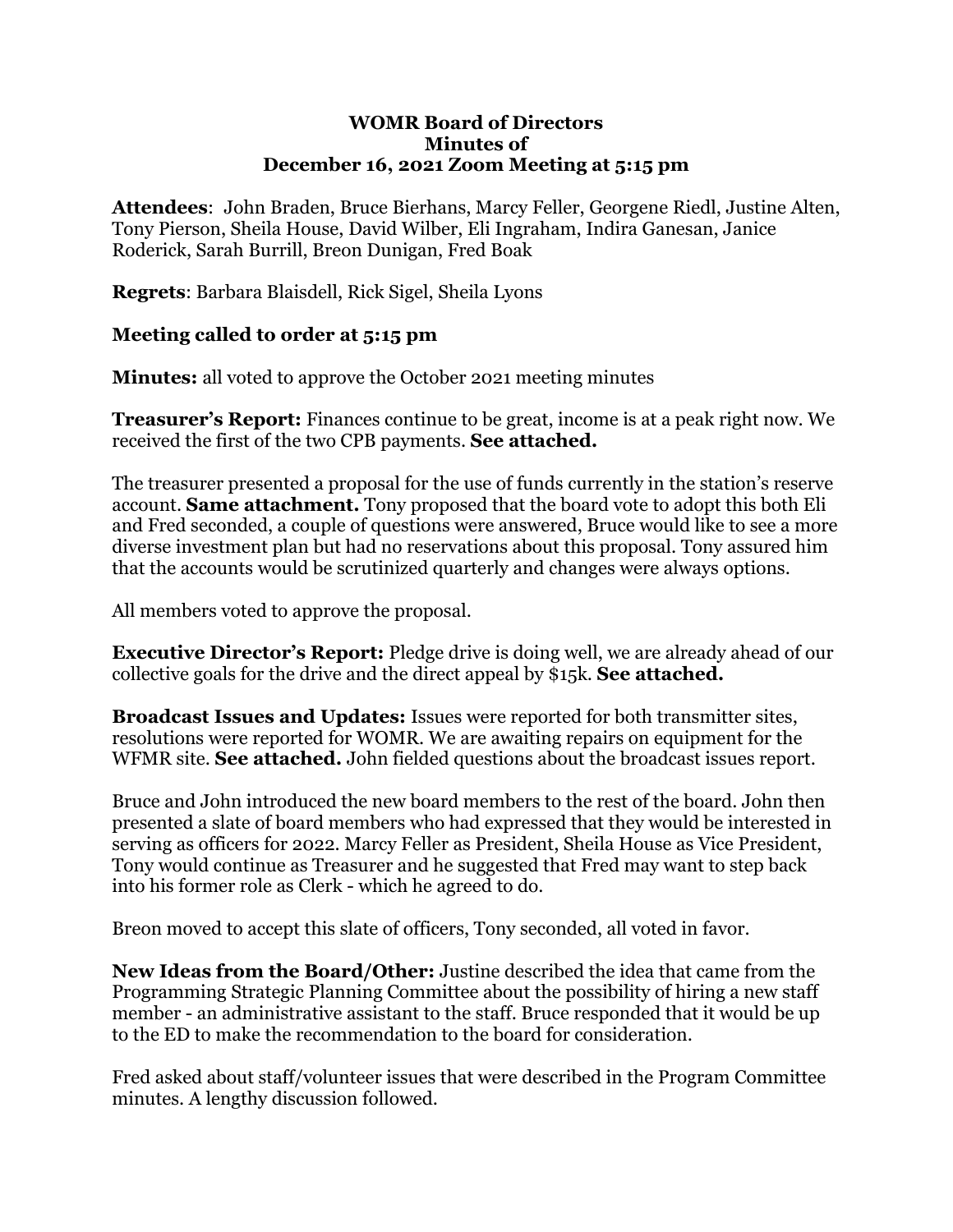**WOMR Board of Directors**
**Minutes of**
**December 16, 2021 Zoom Meeting at 5:15 pm**

**Attendees**: John Braden, Bruce Bierhans, Marcy Feller, Georgene Riedl, Justine Alten, Tony Pierson, Sheila House, David Wilber, Eli Ingraham, Indira Ganesan, Janice Roderick, Sarah Burrill, Breon Dunigan, Fred Boak

**Regrets**: Barbara Blaisdell, Rick Sigel, Sheila Lyons

**Meeting called to order at 5:15 pm**

**Minutes:** all voted to approve the October 2021 meeting minutes

**Treasurer's Report:** Finances continue to be great, income is at a peak right now. We received the first of the two CPB payments. **See attached.**

The treasurer presented a proposal for the use of funds currently in the station's reserve account. **Same attachment.** Tony proposed that the board vote to adopt this both Eli and Fred seconded, a couple of questions were answered, Bruce would like to see a more diverse investment plan but had no reservations about this proposal. Tony assured him that the accounts would be scrutinized quarterly and changes were always options.

All members voted to approve the proposal.

**Executive Director's Report:** Pledge drive is doing well, we are already ahead of our collective goals for the drive and the direct appeal by $15k. **See attached.**

**Broadcast Issues and Updates:** Issues were reported for both transmitter sites, resolutions were reported for WOMR. We are awaiting repairs on equipment for the WFMR site. **See attached.** John fielded questions about the broadcast issues report.

Bruce and John introduced the new board members to the rest of the board. John then presented a slate of board members who had expressed that they would be interested in serving as officers for 2022. Marcy Feller as President, Sheila House as Vice President, Tony would continue as Treasurer and he suggested that Fred may want to step back into his former role as Clerk - which he agreed to do.

Breon moved to accept this slate of officers, Tony seconded, all voted in favor.

**New Ideas from the Board/Other:** Justine described the idea that came from the Programming Strategic Planning Committee about the possibility of hiring a new staff member - an administrative assistant to the staff. Bruce responded that it would be up to the ED to make the recommendation to the board for consideration.

Fred asked about staff/volunteer issues that were described in the Program Committee minutes. A lengthy discussion followed.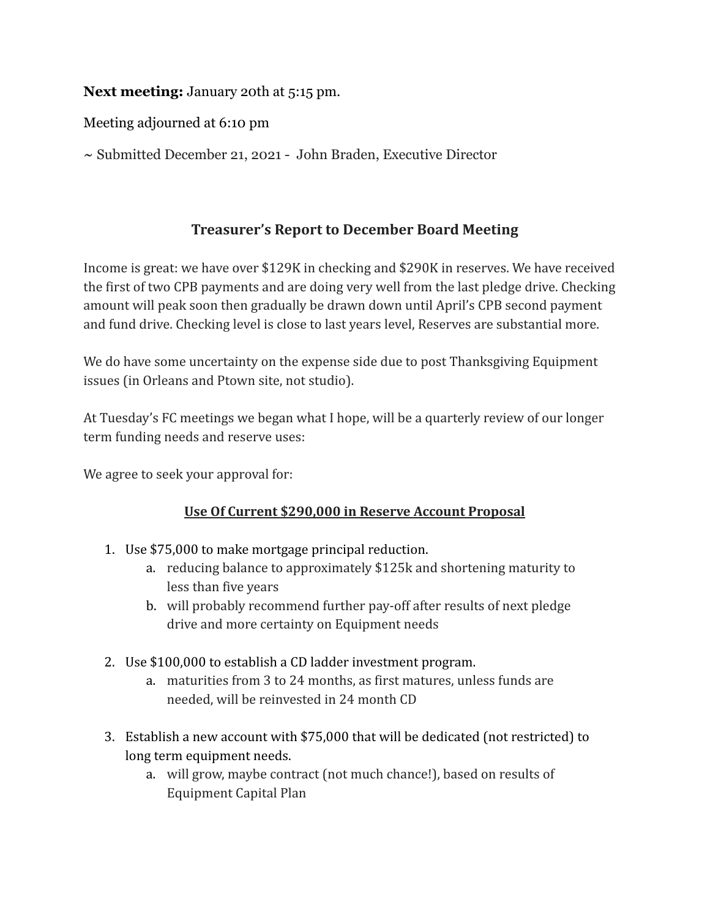**Next meeting:** January 20th at 5:15 pm.

Meeting adjourned at 6:10 pm

~ Submitted December 21, 2021 - John Braden, Executive Director

## Treasurer's Report to December Board Meeting

Income is great: we have over $129K in checking and $290K in reserves. We have received the first of two CPB payments and are doing very well from the last pledge drive. Checking amount will peak soon then gradually be drawn down until April's CPB second payment and fund drive. Checking level is close to last years level, Reserves are substantial more.

We do have some uncertainty on the expense side due to post Thanksgiving Equipment issues (in Orleans and Ptown site, not studio).

At Tuesday's FC meetings we began what I hope, will be a quarterly review of our longer term funding needs and reserve uses:

We agree to seek your approval for:

### <u>Use Of Current $290,000 in Reserve Account Proposal</u>

1. Use $75,000 to make mortgage principal reduction.
   a. reducing balance to approximately $125k and shortening maturity to less than five years
   b. will probably recommend further pay-off after results of next pledge drive and more certainty on Equipment needs

2. Use $100,000 to establish a CD ladder investment program.
   a. maturities from 3 to 24 months, as first matures, unless funds are needed, will be reinvested in 24 month CD

3. Establish a new account with $75,000 that will be dedicated (not restricted) to long term equipment needs.
   a. will grow, maybe contract (not much chance!), based on results of Equipment Capital Plan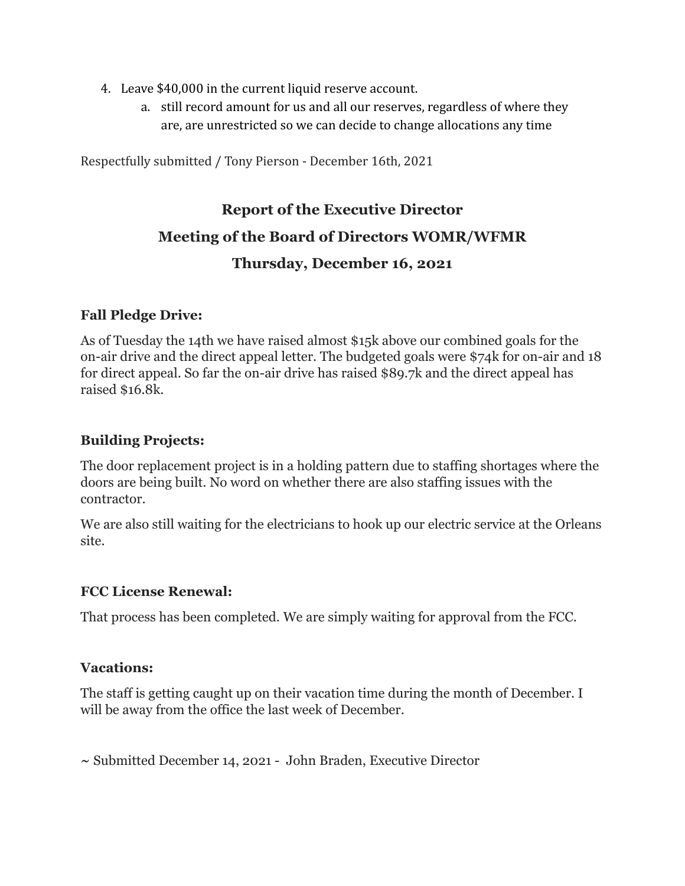4. Leave $40,000 in the current liquid reserve account.
    a. still record amount for us and all our reserves, regardless of where they are, are unrestricted so we can decide to change allocations any time

Respectfully submitted / Tony Pierson - December 16th, 2021

## Report of the Executive Director

## Meeting of the Board of Directors WOMR/WFMR

## Thursday, December 16, 2021

### Fall Pledge Drive:

As of Tuesday the 14th we have raised almost $15k above our combined goals for the on-air drive and the direct appeal letter. The budgeted goals were $74k for on-air and 18 for direct appeal. So far the on-air drive has raised $89.7k and the direct appeal has raised $16.8k.

### Building Projects:

The door replacement project is in a holding pattern due to staffing shortages where the doors are being built. No word on whether there are also staffing issues with the contractor.

We are also still waiting for the electricians to hook up our electric service at the Orleans site.

### FCC License Renewal:

That process has been completed. We are simply waiting for approval from the FCC.

### Vacations:

The staff is getting caught up on their vacation time during the month of December. I will be away from the office the last week of December.

~ Submitted December 14, 2021 - John Braden, Executive Director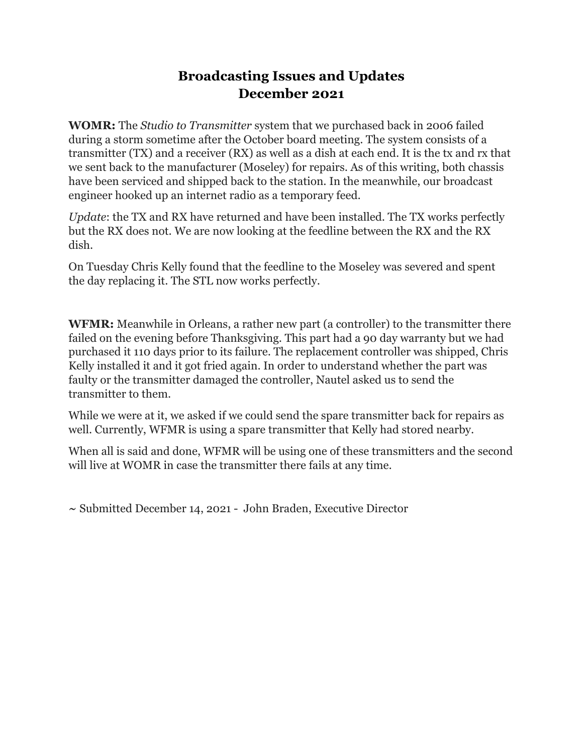# Broadcasting Issues and Updates
# December 2021

**WOMR:** The *Studio to Transmitter* system that we purchased back in 2006 failed during a storm sometime after the October board meeting. The system consists of a transmitter (TX) and a receiver (RX) as well as a dish at each end. It is the tx and rx that we sent back to the manufacturer (Moseley) for repairs. As of this writing, both chassis have been serviced and shipped back to the station. In the meanwhile, our broadcast engineer hooked up an internet radio as a temporary feed.

*Update*: the TX and RX have returned and have been installed. The TX works perfectly but the RX does not. We are now looking at the feedline between the RX and the RX dish.

On Tuesday Chris Kelly found that the feedline to the Moseley was severed and spent the day replacing it. The STL now works perfectly.

**WFMR:** Meanwhile in Orleans, a rather new part (a controller) to the transmitter there failed on the evening before Thanksgiving. This part had a 90 day warranty but we had purchased it 110 days prior to its failure. The replacement controller was shipped, Chris Kelly installed it and it got fried again. In order to understand whether the part was faulty or the transmitter damaged the controller, Nautel asked us to send the transmitter to them.

While we were at it, we asked if we could send the spare transmitter back for repairs as well. Currently, WFMR is using a spare transmitter that Kelly had stored nearby.

When all is said and done, WFMR will be using one of these transmitters and the second will live at WOMR in case the transmitter there fails at any time.

~ Submitted December 14, 2021 - John Braden, Executive Director